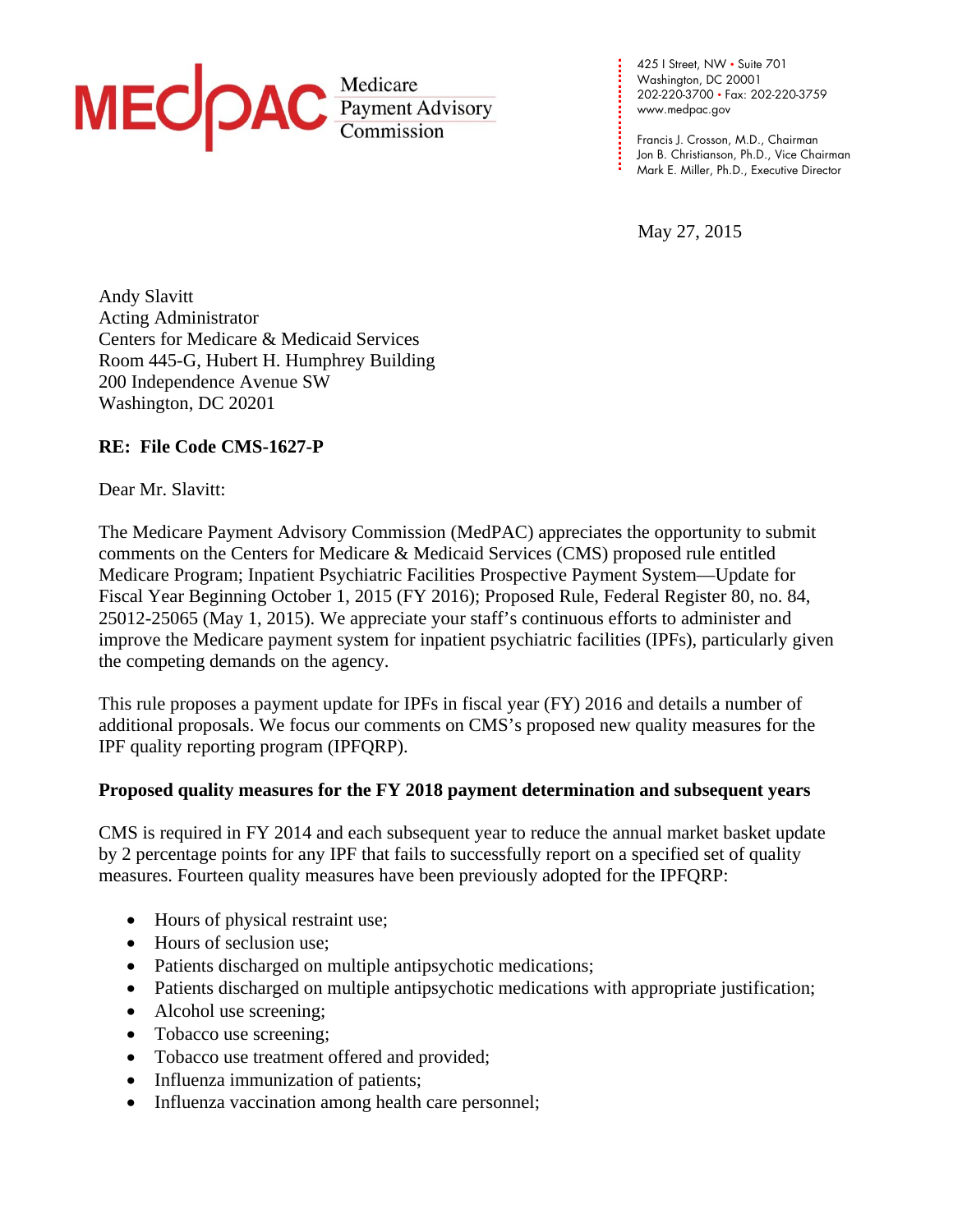MEDPAC Medicare Payment Advisory Commission

425 I Street, NW • Suite 701
Washington, DC 20001
202-220-3700 • Fax: 202-220-3759
www.medpac.gov

Francis J. Crosson, M.D., Chairman
Jon B. Christianson, Ph.D., Vice Chairman
Mark E. Miller, Ph.D., Executive Director

May 27, 2015

Andy Slavitt
Acting Administrator
Centers for Medicare & Medicaid Services
Room 445-G, Hubert H. Humphrey Building
200 Independence Avenue SW
Washington, DC 20201

**RE: File Code CMS-1627-P**

Dear Mr. Slavitt:

The Medicare Payment Advisory Commission (MedPAC) appreciates the opportunity to submit comments on the Centers for Medicare & Medicaid Services (CMS) proposed rule entitled Medicare Program; Inpatient Psychiatric Facilities Prospective Payment System—Update for Fiscal Year Beginning October 1, 2015 (FY 2016); Proposed Rule, Federal Register 80, no. 84, 25012-25065 (May 1, 2015). We appreciate your staff's continuous efforts to administer and improve the Medicare payment system for inpatient psychiatric facilities (IPFs), particularly given the competing demands on the agency.

This rule proposes a payment update for IPFs in fiscal year (FY) 2016 and details a number of additional proposals. We focus our comments on CMS's proposed new quality measures for the IPF quality reporting program (IPFQRP).

**Proposed quality measures for the FY 2018 payment determination and subsequent years**

CMS is required in FY 2014 and each subsequent year to reduce the annual market basket update by 2 percentage points for any IPF that fails to successfully report on a specified set of quality measures. Fourteen quality measures have been previously adopted for the IPFQRP:

- Hours of physical restraint use;
- Hours of seclusion use;
- Patients discharged on multiple antipsychotic medications;
- Patients discharged on multiple antipsychotic medications with appropriate justification;
- Alcohol use screening;
- Tobacco use screening;
- Tobacco use treatment offered and provided;
- Influenza immunization of patients;
- Influenza vaccination among health care personnel;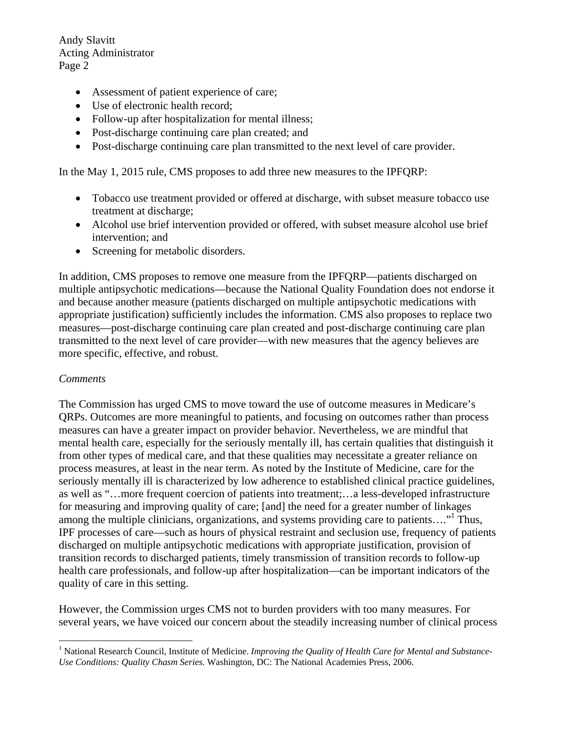- Assessment of patient experience of care;
- Use of electronic health record;
- Follow-up after hospitalization for mental illness;
- Post-discharge continuing care plan created; and
- Post-discharge continuing care plan transmitted to the next level of care provider.

In the May 1, 2015 rule, CMS proposes to add three new measures to the IPFQRP:

- Tobacco use treatment provided or offered at discharge, with subset measure tobacco use treatment at discharge;
- Alcohol use brief intervention provided or offered, with subset measure alcohol use brief intervention; and
- Screening for metabolic disorders.

In addition, CMS proposes to remove one measure from the IPFQRP—patients discharged on multiple antipsychotic medications—because the National Quality Foundation does not endorse it and because another measure (patients discharged on multiple antipsychotic medications with appropriate justification) sufficiently includes the information. CMS also proposes to replace two measures—post-discharge continuing care plan created and post-discharge continuing care plan transmitted to the next level of care provider—with new measures that the agency believes are more specific, effective, and robust.

*Comments*

The Commission has urged CMS to move toward the use of outcome measures in Medicare's QRPs. Outcomes are more meaningful to patients, and focusing on outcomes rather than process measures can have a greater impact on provider behavior. Nevertheless, we are mindful that mental health care, especially for the seriously mentally ill, has certain qualities that distinguish it from other types of medical care, and that these qualities may necessitate a greater reliance on process measures, at least in the near term. As noted by the Institute of Medicine, care for the seriously mentally ill is characterized by low adherence to established clinical practice guidelines, as well as "…more frequent coercion of patients into treatment;…a less-developed infrastructure for measuring and improving quality of care; [and] the need for a greater number of linkages among the multiple clinicians, organizations, and systems providing care to patients…."[1] Thus, IPF processes of care—such as hours of physical restraint and seclusion use, frequency of patients discharged on multiple antipsychotic medications with appropriate justification, provision of transition records to discharged patients, timely transmission of transition records to follow-up health care professionals, and follow-up after hospitalization—can be important indicators of the quality of care in this setting.

However, the Commission urges CMS not to burden providers with too many measures. For several years, we have voiced our concern about the steadily increasing number of clinical process

[1] National Research Council, Institute of Medicine. *Improving the Quality of Health Care for Mental and Substance-Use Conditions: Quality Chasm Series.* Washington, DC: The National Academies Press, 2006.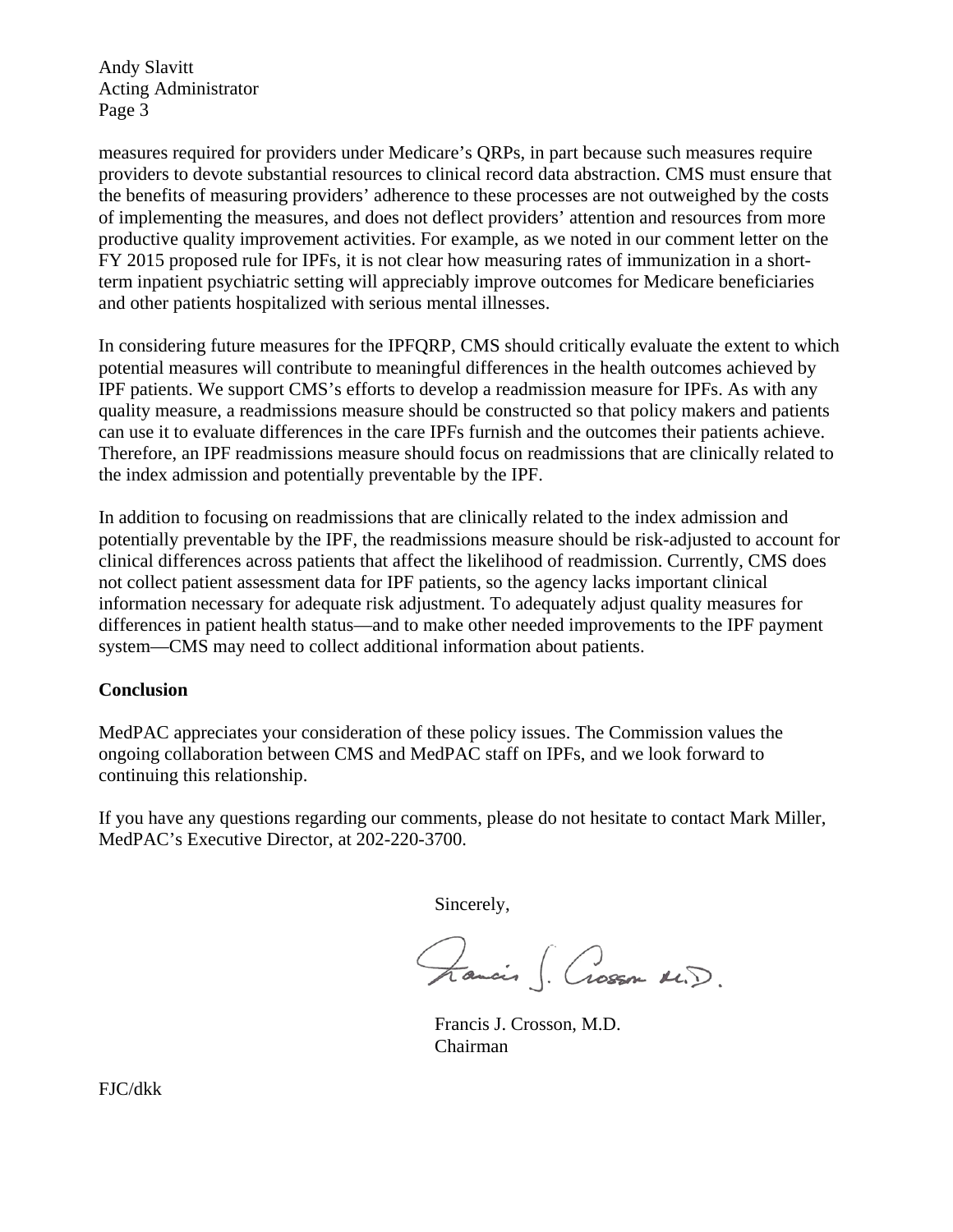measures required for providers under Medicare's QRPs, in part because such measures require providers to devote substantial resources to clinical record data abstraction. CMS must ensure that the benefits of measuring providers' adherence to these processes are not outweighed by the costs of implementing the measures, and does not deflect providers' attention and resources from more productive quality improvement activities. For example, as we noted in our comment letter on the FY 2015 proposed rule for IPFs, it is not clear how measuring rates of immunization in a short-term inpatient psychiatric setting will appreciably improve outcomes for Medicare beneficiaries and other patients hospitalized with serious mental illnesses.

In considering future measures for the IPFQRP, CMS should critically evaluate the extent to which potential measures will contribute to meaningful differences in the health outcomes achieved by IPF patients. We support CMS's efforts to develop a readmission measure for IPFs. As with any quality measure, a readmissions measure should be constructed so that policy makers and patients can use it to evaluate differences in the care IPFs furnish and the outcomes their patients achieve. Therefore, an IPF readmissions measure should focus on readmissions that are clinically related to the index admission and potentially preventable by the IPF.

In addition to focusing on readmissions that are clinically related to the index admission and potentially preventable by the IPF, the readmissions measure should be risk-adjusted to account for clinical differences across patients that affect the likelihood of readmission. Currently, CMS does not collect patient assessment data for IPF patients, so the agency lacks important clinical information necessary for adequate risk adjustment. To adequately adjust quality measures for differences in patient health status—and to make other needed improvements to the IPF payment system—CMS may need to collect additional information about patients.

**Conclusion**

MedPAC appreciates your consideration of these policy issues. The Commission values the ongoing collaboration between CMS and MedPAC staff on IPFs, and we look forward to continuing this relationship.

If you have any questions regarding our comments, please do not hesitate to contact Mark Miller, MedPAC's Executive Director, at 202-220-3700.

Sincerely,

Francis J. Crosson, M.D.
Chairman

FJC/dkk